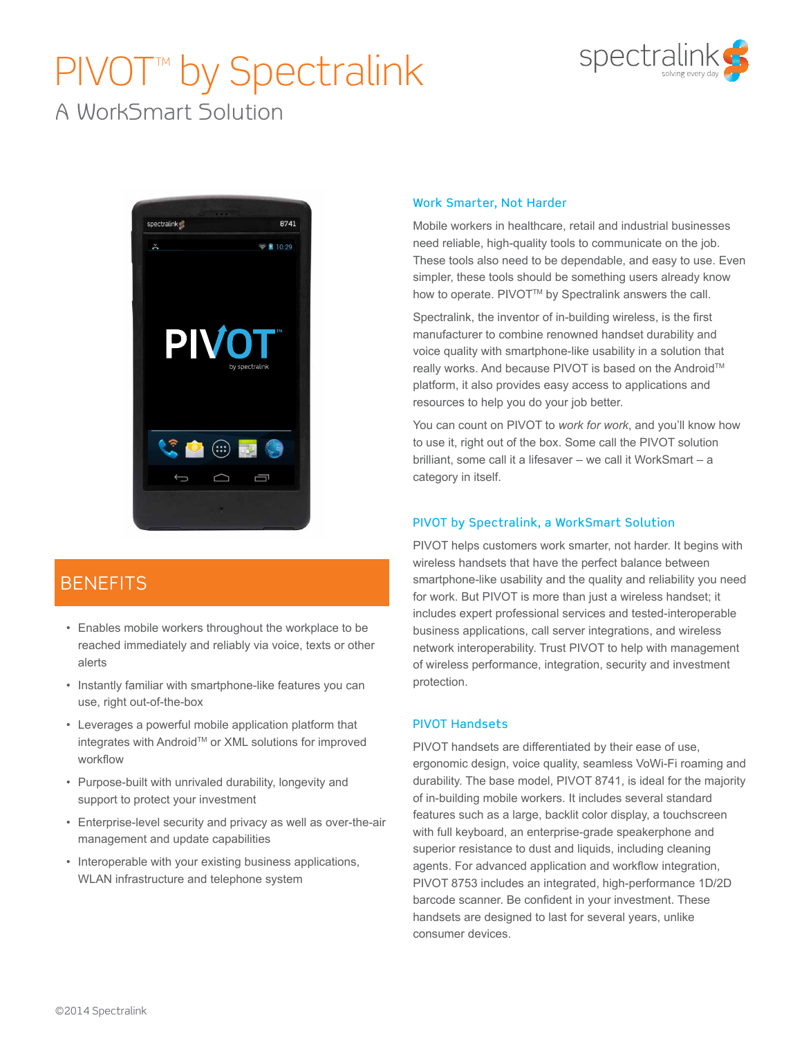# PIVOT™ by Spectralink

## A WorkSmart Solution

## BENEFITS

- Enables mobile workers throughout the workplace to be reached immediately and reliably via voice, texts or other alerts
- Instantly familiar with smartphone-like features you can use, right out-of-the-box
- Leverages a powerful mobile application platform that integrates with Android™ or XML solutions for improved workflow
- Purpose-built with unrivaled durability, longevity and support to protect your investment
- Enterprise-level security and privacy as well as over-the-air management and update capabilities
- Interoperable with your existing business applications, WLAN infrastructure and telephone system

### Work Smarter, Not Harder

Mobile workers in healthcare, retail and industrial businesses need reliable, high-quality tools to communicate on the job. These tools also need to be dependable, and easy to use. Even simpler, these tools should be something users already know how to operate. PIVOT™ by Spectralink answers the call.

Spectralink, the inventor of in-building wireless, is the first manufacturer to combine renowned handset durability and voice quality with smartphone-like usability in a solution that really works. And because PIVOT is based on the Android™ platform, it also provides easy access to applications and resources to help you do your job better.

You can count on PIVOT to *work for work*, and you'll know how to use it, right out of the box. Some call the PIVOT solution brilliant, some call it a lifesaver – we call it WorkSmart – a category in itself.

### PIVOT by Spectralink, a WorkSmart Solution

PIVOT helps customers work smarter, not harder. It begins with wireless handsets that have the perfect balance between smartphone-like usability and the quality and reliability you need for work. But PIVOT is more than just a wireless handset; it includes expert professional services and tested-interoperable business applications, call server integrations, and wireless network interoperability. Trust PIVOT to help with management of wireless performance, integration, security and investment protection.

### PIVOT Handsets

PIVOT handsets are differentiated by their ease of use, ergonomic design, voice quality, seamless VoWi-Fi roaming and durability. The base model, PIVOT 8741, is ideal for the majority of in-building mobile workers. It includes several standard features such as a large, backlit color display, a touchscreen with full keyboard, an enterprise-grade speakerphone and superior resistance to dust and liquids, including cleaning agents. For advanced application and workflow integration, PIVOT 8753 includes an integrated, high-performance 1D/2D barcode scanner. Be confident in your investment. These handsets are designed to last for several years, unlike consumer devices.

©2014 Spectralink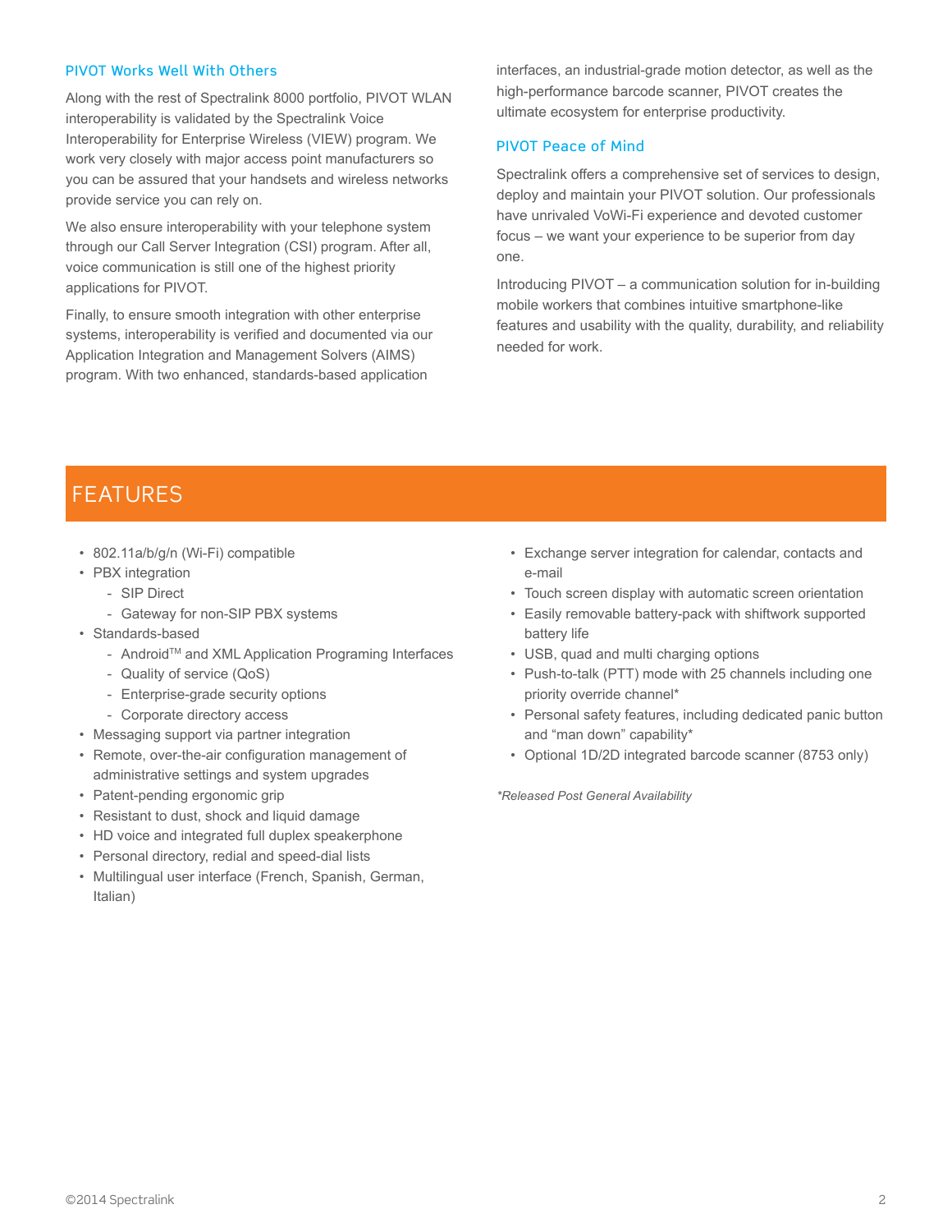### PIVOT Works Well With Others

Along with the rest of Spectralink 8000 portfolio, PIVOT WLAN interoperability is validated by the Spectralink Voice Interoperability for Enterprise Wireless (VIEW) program. We work very closely with major access point manufacturers so you can be assured that your handsets and wireless networks provide service you can rely on.

We also ensure interoperability with your telephone system through our Call Server Integration (CSI) program. After all, voice communication is still one of the highest priority applications for PIVOT.

Finally, to ensure smooth integration with other enterprise systems, interoperability is verified and documented via our Application Integration and Management Solvers (AIMS) program. With two enhanced, standards-based application interfaces, an industrial-grade motion detector, as well as the high-performance barcode scanner, PIVOT creates the ultimate ecosystem for enterprise productivity.

### PIVOT Peace of Mind

Spectralink offers a comprehensive set of services to design, deploy and maintain your PIVOT solution. Our professionals have unrivaled VoWi-Fi experience and devoted customer focus – we want your experience to be superior from day one.

Introducing PIVOT – a communication solution for in-building mobile workers that combines intuitive smartphone-like features and usability with the quality, durability, and reliability needed for work.

## FEATURES

- 802.11a/b/g/n (Wi-Fi) compatible
- PBX integration
  - SIP Direct
  - Gateway for non-SIP PBX systems
- Standards-based
  - Android™ and XML Application Programing Interfaces
  - Quality of service (QoS)
  - Enterprise-grade security options
  - Corporate directory access
- Messaging support via partner integration
- Remote, over-the-air configuration management of administrative settings and system upgrades
- Patent-pending ergonomic grip
- Resistant to dust, shock and liquid damage
- HD voice and integrated full duplex speakerphone
- Personal directory, redial and speed-dial lists
- Multilingual user interface (French, Spanish, German, Italian)
- Exchange server integration for calendar, contacts and e-mail
- Touch screen display with automatic screen orientation
- Easily removable battery-pack with shiftwork supported battery life
- USB, quad and multi charging options
- Push-to-talk (PTT) mode with 25 channels including one priority override channel*
- Personal safety features, including dedicated panic button and "man down" capability*
- Optional 1D/2D integrated barcode scanner (8753 only)

*\*Released Post General Availability*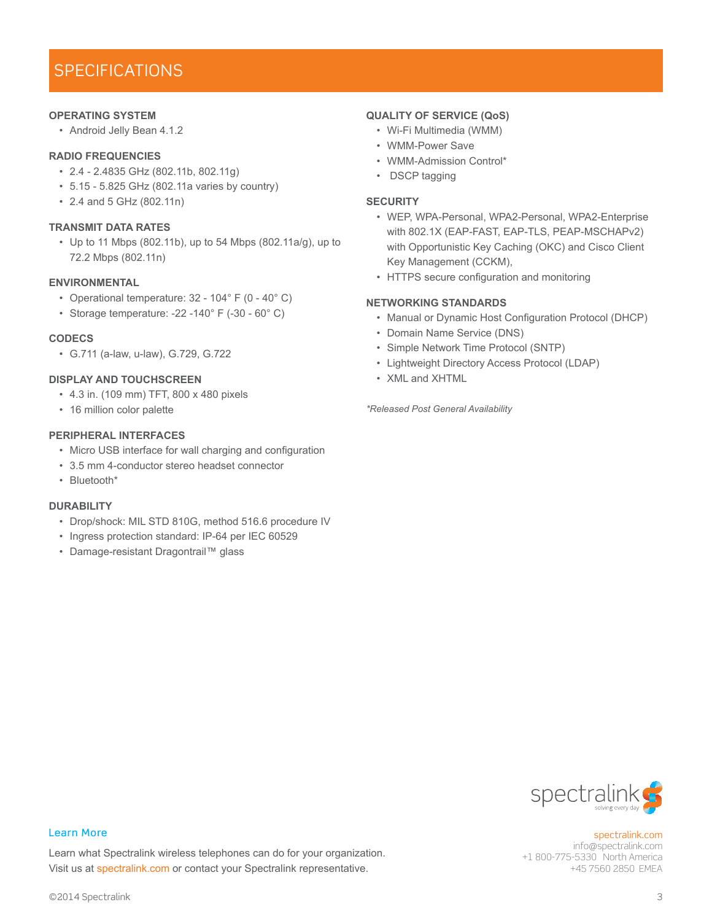## SPECIFICATIONS

### OPERATING SYSTEM

- Android Jelly Bean 4.1.2

### RADIO FREQUENCIES

- 2.4 - 2.4835 GHz (802.11b, 802.11g)
- 5.15 - 5.825 GHz (802.11a varies by country)
- 2.4 and 5 GHz (802.11n)

### TRANSMIT DATA RATES

- Up to 11 Mbps (802.11b), up to 54 Mbps (802.11a/g), up to 72.2 Mbps (802.11n)

### ENVIRONMENTAL

- Operational temperature: 32 - 104° F (0 - 40° C)
- Storage temperature: -22 -140° F (-30 - 60° C)

### CODECS

- G.711 (a-law, u-law), G.729, G.722

### DISPLAY AND TOUCHSCREEN

- 4.3 in. (109 mm) TFT, 800 x 480 pixels
- 16 million color palette

### PERIPHERAL INTERFACES

- Micro USB interface for wall charging and configuration
- 3.5 mm 4-conductor stereo headset connector
- Bluetooth*

### DURABILITY

- Drop/shock: MIL STD 810G, method 516.6 procedure IV
- Ingress protection standard: IP-64 per IEC 60529
- Damage-resistant Dragontrail™ glass

### QUALITY OF SERVICE (QoS)

- Wi-Fi Multimedia (WMM)
- WMM-Power Save
- WMM-Admission Control*
- DSCP tagging

### SECURITY

- WEP, WPA-Personal, WPA2-Personal, WPA2-Enterprise with 802.1X (EAP-FAST, EAP-TLS, PEAP-MSCHAPv2) with Opportunistic Key Caching (OKC) and Cisco Client Key Management (CCKM),
- HTTPS secure configuration and monitoring

### NETWORKING STANDARDS

- Manual or Dynamic Host Configuration Protocol (DHCP)
- Domain Name Service (DNS)
- Simple Network Time Protocol (SNTP)
- Lightweight Directory Access Protocol (LDAP)
- XML and XHTML

*\*Released Post General Availability*

spectralink
solving every day

### Learn More

Learn what Spectralink wireless telephones can do for your organization.
Visit us at spectralink.com or contact your Spectralink representative.

spectralink.com
info@spectralink.com
+1 800-775-5330 North America
+45 7560 2850 EMEA

©2014 Spectralink